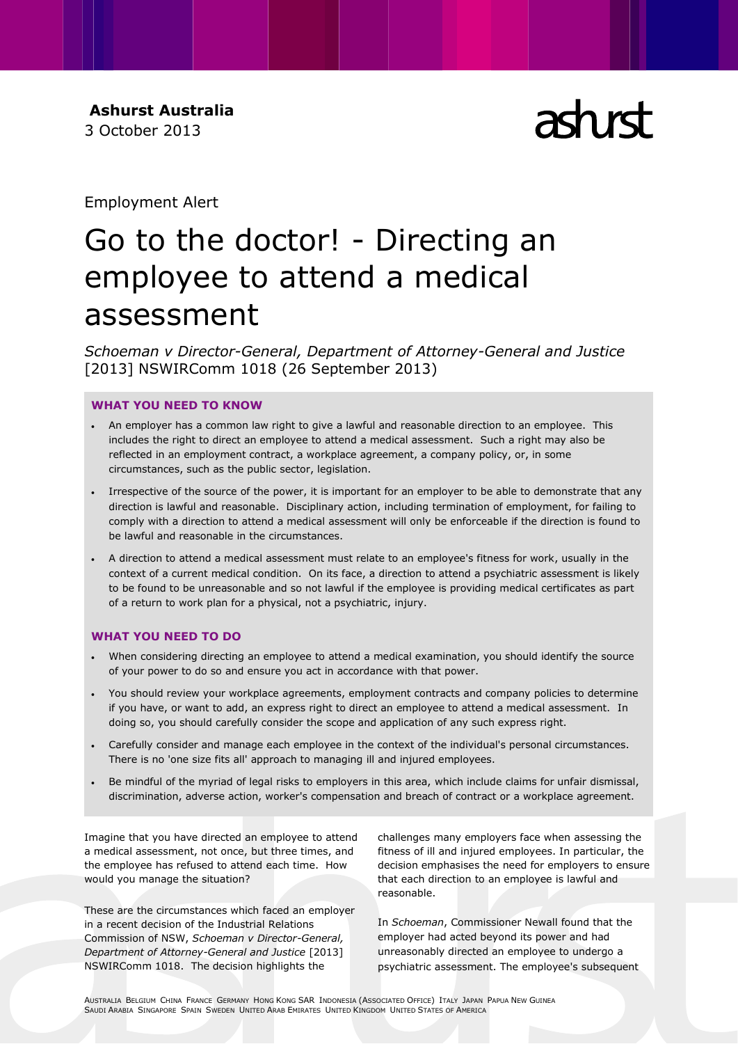**Ashurst Australia**
3 October 2013

Employment Alert

# Go to the doctor! - Directing an employee to attend a medical assessment

*Schoeman v Director-General, Department of Attorney-General and Justice* [2013] NSWIRComm 1018 (26 September 2013)

### WHAT YOU NEED TO KNOW

- An employer has a common law right to give a lawful and reasonable direction to an employee. This includes the right to direct an employee to attend a medical assessment. Such a right may also be reflected in an employment contract, a workplace agreement, a company policy, or, in some circumstances, such as the public sector, legislation.
- Irrespective of the source of the power, it is important for an employer to be able to demonstrate that any direction is lawful and reasonable. Disciplinary action, including termination of employment, for failing to comply with a direction to attend a medical assessment will only be enforceable if the direction is found to be lawful and reasonable in the circumstances.
- A direction to attend a medical assessment must relate to an employee's fitness for work, usually in the context of a current medical condition. On its face, a direction to attend a psychiatric assessment is likely to be found to be unreasonable and so not lawful if the employee is providing medical certificates as part of a return to work plan for a physical, not a psychiatric, injury.

### WHAT YOU NEED TO DO

- When considering directing an employee to attend a medical examination, you should identify the source of your power to do so and ensure you act in accordance with that power.
- You should review your workplace agreements, employment contracts and company policies to determine if you have, or want to add, an express right to direct an employee to attend a medical assessment. In doing so, you should carefully consider the scope and application of any such express right.
- Carefully consider and manage each employee in the context of the individual's personal circumstances. There is no 'one size fits all' approach to managing ill and injured employees.
- Be mindful of the myriad of legal risks to employers in this area, which include claims for unfair dismissal, discrimination, adverse action, worker's compensation and breach of contract or a workplace agreement.

Imagine that you have directed an employee to attend a medical assessment, not once, but three times, and the employee has refused to attend each time. How would you manage the situation?

These are the circumstances which faced an employer in a recent decision of the Industrial Relations Commission of NSW, *Schoeman v Director-General, Department of Attorney-General and Justice* [2013] NSWIRComm 1018. The decision highlights the challenges many employers face when assessing the fitness of ill and injured employees. In particular, the decision emphasises the need for employers to ensure that each direction to an employee is lawful and reasonable.

In *Schoeman*, Commissioner Newall found that the employer had acted beyond its power and had unreasonably directed an employee to undergo a psychiatric assessment. The employee's subsequent

AUSTRALIA BELGIUM CHINA FRANCE GERMANY HONG KONG SAR INDONESIA (ASSOCIATED OFFICE) ITALY JAPAN PAPUA NEW GUINEA SAUDI ARABIA SINGAPORE SPAIN SWEDEN UNITED ARAB EMIRATES UNITED KINGDOM UNITED STATES OF AMERICA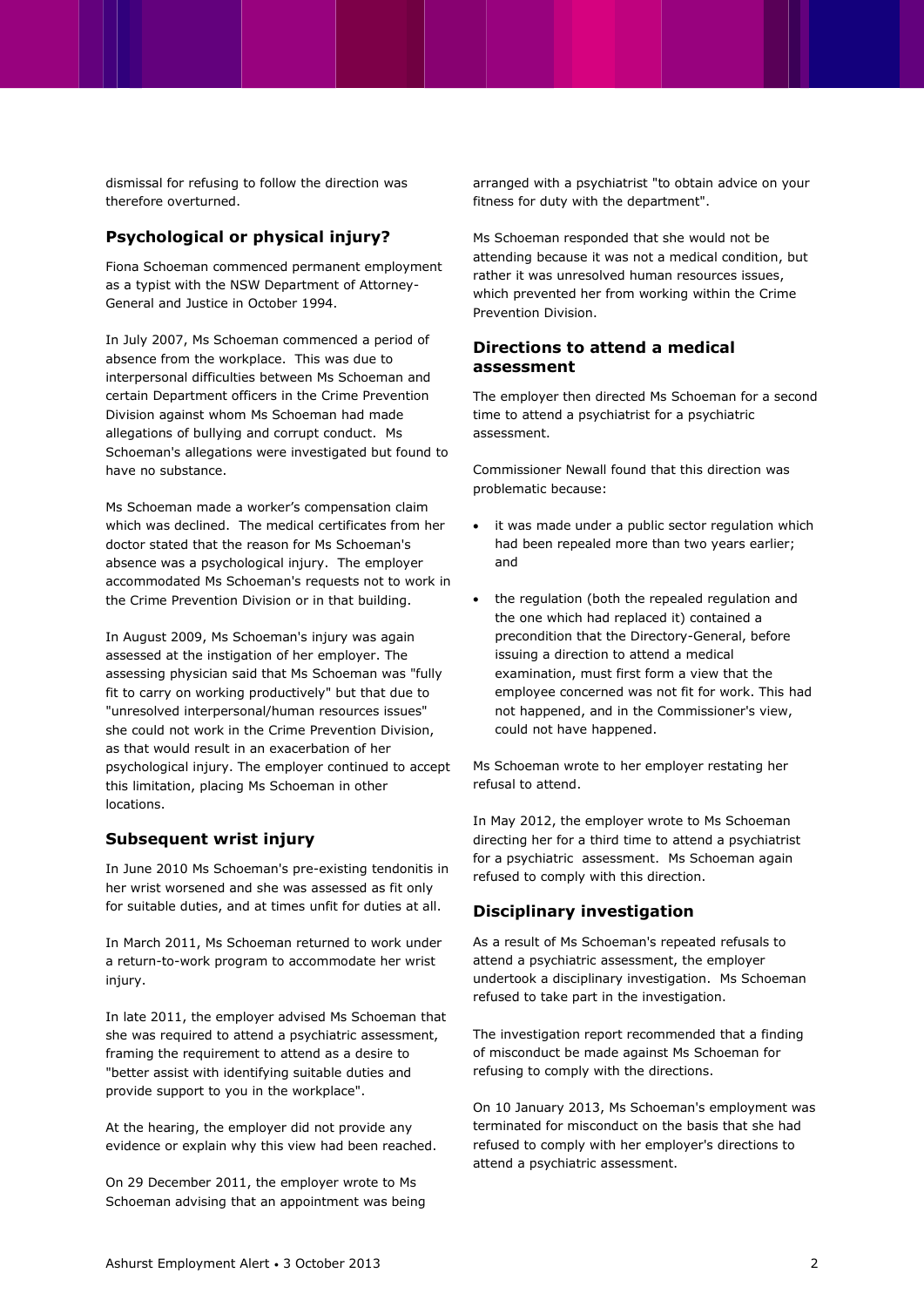dismissal for refusing to follow the direction was therefore overturned.

## Psychological or physical injury?

Fiona Schoeman commenced permanent employment as a typist with the NSW Department of Attorney-General and Justice in October 1994.

In July 2007, Ms Schoeman commenced a period of absence from the workplace. This was due to interpersonal difficulties between Ms Schoeman and certain Department officers in the Crime Prevention Division against whom Ms Schoeman had made allegations of bullying and corrupt conduct. Ms Schoeman's allegations were investigated but found to have no substance.

Ms Schoeman made a worker's compensation claim which was declined. The medical certificates from her doctor stated that the reason for Ms Schoeman's absence was a psychological injury. The employer accommodated Ms Schoeman's requests not to work in the Crime Prevention Division or in that building.

In August 2009, Ms Schoeman's injury was again assessed at the instigation of her employer. The assessing physician said that Ms Schoeman was "fully fit to carry on working productively" but that due to "unresolved interpersonal/human resources issues" she could not work in the Crime Prevention Division, as that would result in an exacerbation of her psychological injury. The employer continued to accept this limitation, placing Ms Schoeman in other locations.

## Subsequent wrist injury

In June 2010 Ms Schoeman's pre-existing tendonitis in her wrist worsened and she was assessed as fit only for suitable duties, and at times unfit for duties at all.

In March 2011, Ms Schoeman returned to work under a return-to-work program to accommodate her wrist injury.

In late 2011, the employer advised Ms Schoeman that she was required to attend a psychiatric assessment, framing the requirement to attend as a desire to "better assist with identifying suitable duties and provide support to you in the workplace".

At the hearing, the employer did not provide any evidence or explain why this view had been reached.

On 29 December 2011, the employer wrote to Ms Schoeman advising that an appointment was being arranged with a psychiatrist "to obtain advice on your fitness for duty with the department".

Ms Schoeman responded that she would not be attending because it was not a medical condition, but rather it was unresolved human resources issues, which prevented her from working within the Crime Prevention Division.

## Directions to attend a medical assessment

The employer then directed Ms Schoeman for a second time to attend a psychiatrist for a psychiatric assessment.

Commissioner Newall found that this direction was problematic because:

- it was made under a public sector regulation which had been repealed more than two years earlier; and
- the regulation (both the repealed regulation and the one which had replaced it) contained a precondition that the Directory-General, before issuing a direction to attend a medical examination, must first form a view that the employee concerned was not fit for work. This had not happened, and in the Commissioner's view, could not have happened.

Ms Schoeman wrote to her employer restating her refusal to attend.

In May 2012, the employer wrote to Ms Schoeman directing her for a third time to attend a psychiatrist for a psychiatric assessment. Ms Schoeman again refused to comply with this direction.

## Disciplinary investigation

As a result of Ms Schoeman's repeated refusals to attend a psychiatric assessment, the employer undertook a disciplinary investigation. Ms Schoeman refused to take part in the investigation.

The investigation report recommended that a finding of misconduct be made against Ms Schoeman for refusing to comply with the directions.

On 10 January 2013, Ms Schoeman's employment was terminated for misconduct on the basis that she had refused to comply with her employer's directions to attend a psychiatric assessment.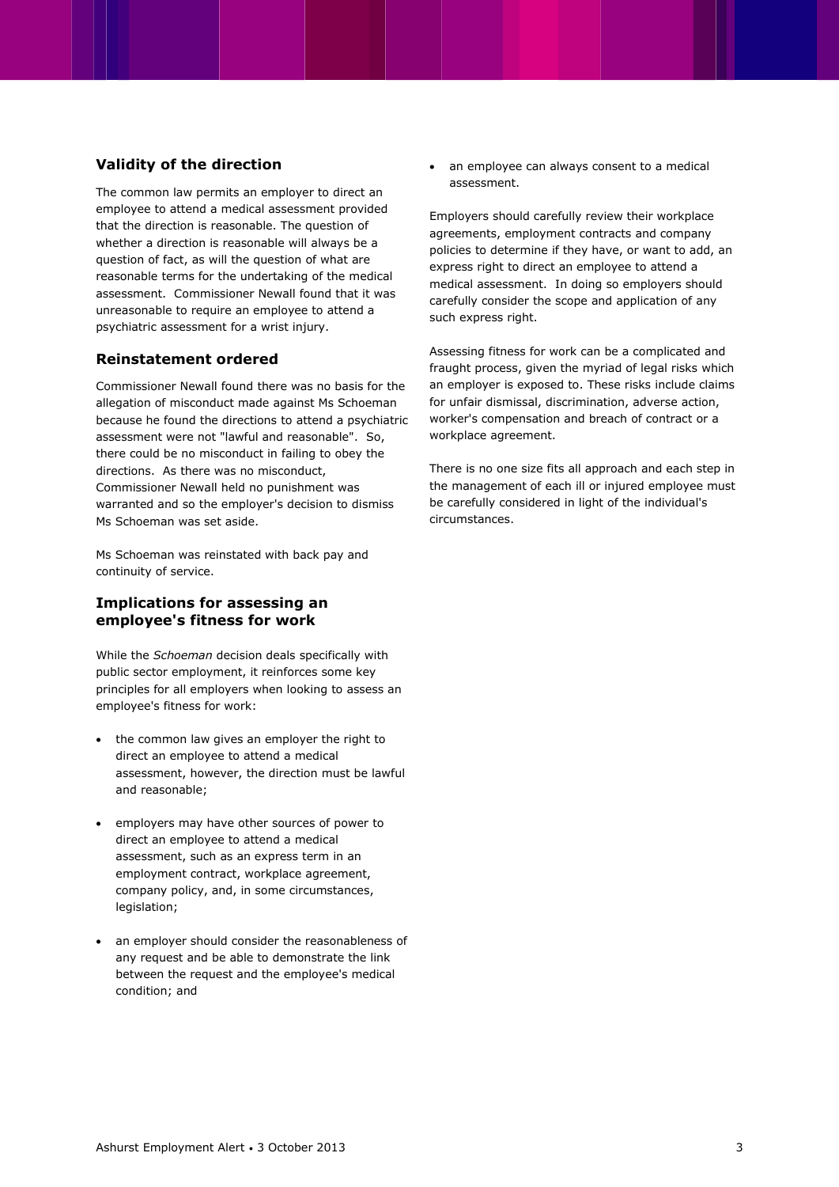## Validity of the direction

The common law permits an employer to direct an employee to attend a medical assessment provided that the direction is reasonable. The question of whether a direction is reasonable will always be a question of fact, as will the question of what are reasonable terms for the undertaking of the medical assessment. Commissioner Newall found that it was unreasonable to require an employee to attend a psychiatric assessment for a wrist injury.

## Reinstatement ordered

Commissioner Newall found there was no basis for the allegation of misconduct made against Ms Schoeman because he found the directions to attend a psychiatric assessment were not "lawful and reasonable". So, there could be no misconduct in failing to obey the directions. As there was no misconduct, Commissioner Newall held no punishment was warranted and so the employer's decision to dismiss Ms Schoeman was set aside.

Ms Schoeman was reinstated with back pay and continuity of service.

## Implications for assessing an employee's fitness for work

While the *Schoeman* decision deals specifically with public sector employment, it reinforces some key principles for all employers when looking to assess an employee's fitness for work:

- the common law gives an employer the right to direct an employee to attend a medical assessment, however, the direction must be lawful and reasonable;
- employers may have other sources of power to direct an employee to attend a medical assessment, such as an express term in an employment contract, workplace agreement, company policy, and, in some circumstances, legislation;
- an employer should consider the reasonableness of any request and be able to demonstrate the link between the request and the employee's medical condition; and
- an employee can always consent to a medical assessment.

Employers should carefully review their workplace agreements, employment contracts and company policies to determine if they have, or want to add, an express right to direct an employee to attend a medical assessment. In doing so employers should carefully consider the scope and application of any such express right.

Assessing fitness for work can be a complicated and fraught process, given the myriad of legal risks which an employer is exposed to. These risks include claims for unfair dismissal, discrimination, adverse action, worker's compensation and breach of contract or a workplace agreement.

There is no one size fits all approach and each step in the management of each ill or injured employee must be carefully considered in light of the individual's circumstances.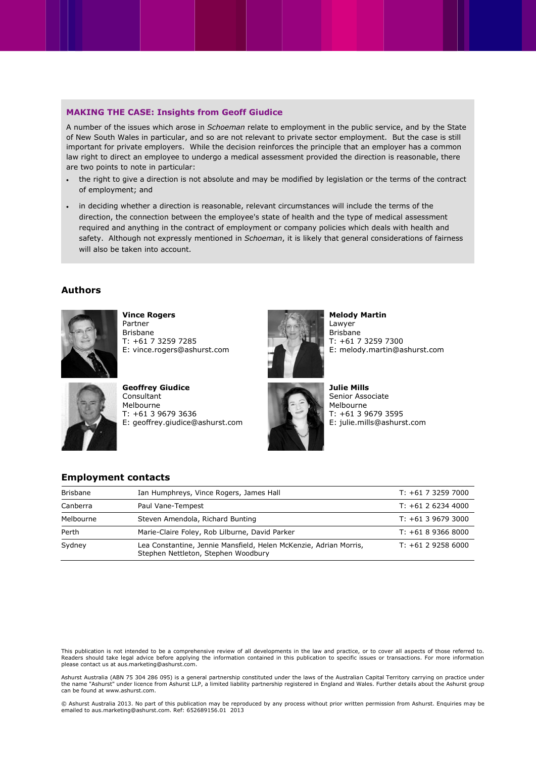## MAKING THE CASE: Insights from Geoff Giudice

A number of the issues which arose in *Schoeman* relate to employment in the public service, and by the State of New South Wales in particular, and so are not relevant to private sector employment. But the case is still important for private employers. While the decision reinforces the principle that an employer has a common law right to direct an employee to undergo a medical assessment provided the direction is reasonable, there are two points to note in particular:

- the right to give a direction is not absolute and may be modified by legislation or the terms of the contract of employment; and
- in deciding whether a direction is reasonable, relevant circumstances will include the terms of the direction, the connection between the employee's state of health and the type of medical assessment required and anything in the contract of employment or company policies which deals with health and safety. Although not expressly mentioned in *Schoeman*, it is likely that general considerations of fairness will also be taken into account.

## Authors

**Vince Rogers**
Partner
Brisbane
T: +61 7 3259 7285
E: vince.rogers@ashurst.com

**Melody Martin**
Lawyer
Brisbane
T: +61 7 3259 7300
E: melody.martin@ashurst.com

**Geoffrey Giudice**
Consultant
Melbourne
T: +61 3 9679 3636
E: geoffrey.giudice@ashurst.com

**Julie Mills**
Senior Associate
Melbourne
T: +61 3 9679 3595
E: julie.mills@ashurst.com

## Employment contacts

| | | |
|---|---|---|
| Brisbane | Ian Humphreys, Vince Rogers, James Hall | T: +61 7 3259 7000 |
| Canberra | Paul Vane-Tempest | T: +61 2 6234 4000 |
| Melbourne | Steven Amendola, Richard Bunting | T: +61 3 9679 3000 |
| Perth | Marie-Claire Foley, Rob Lilburne, David Parker | T: +61 8 9366 8000 |
| Sydney | Lea Constantine, Jennie Mansfield, Helen McKenzie, Adrian Morris, Stephen Nettleton, Stephen Woodbury | T: +61 2 9258 6000 |

This publication is not intended to be a comprehensive review of all developments in the law and practice, or to cover all aspects of those referred to. Readers should take legal advice before applying the information contained in this publication to specific issues or transactions. For more information please contact us at aus.marketing@ashurst.com.

Ashurst Australia (ABN 75 304 286 095) is a general partnership constituted under the laws of the Australian Capital Territory carrying on practice under the name "Ashurst" under licence from Ashurst LLP, a limited liability partnership registered in England and Wales. Further details about the Ashurst group can be found at www.ashurst.com.

© Ashurst Australia 2013. No part of this publication may be reproduced by any process without prior written permission from Ashurst. Enquiries may be emailed to aus.marketing@ashurst.com. Ref: 652689156.01 2013